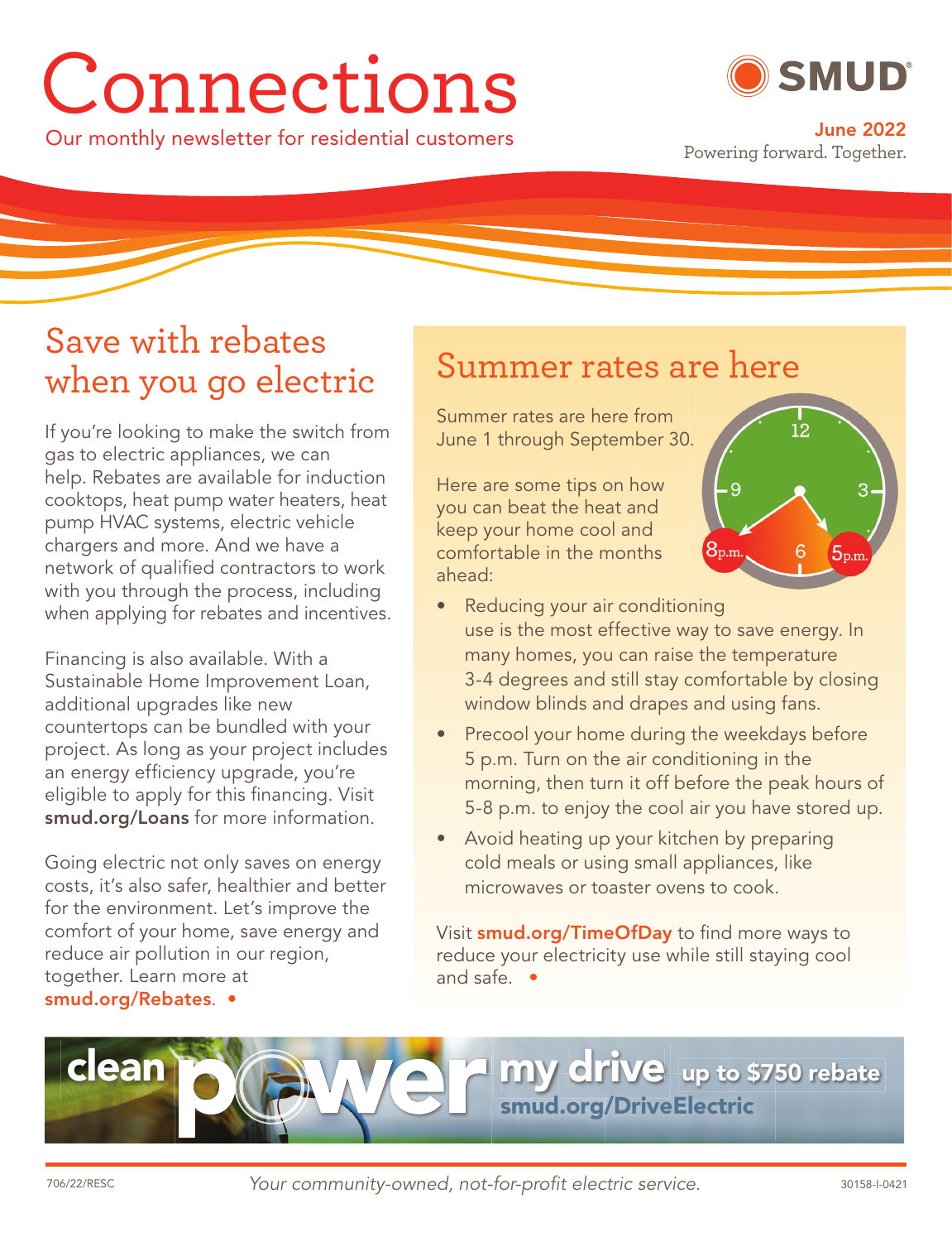# Connections

Our monthly newsletter for residential customers

SMUD

**June 2022**

Powering forward. Together.

## Save with rebates when you go electric

If you're looking to make the switch from gas to electric appliances, we can help. Rebates are available for induction cooktops, heat pump water heaters, heat pump HVAC systems, electric vehicle chargers and more. And we have a network of qualified contractors to work with you through the process, including when applying for rebates and incentives.

Financing is also available. With a Sustainable Home Improvement Loan, additional upgrades like new countertops can be bundled with your project. As long as your project includes an energy efficiency upgrade, you're eligible to apply for this financing. Visit **smud.org/Loans** for more information.

Going electric not only saves on energy costs, it's also safer, healthier and better for the environment. Let's improve the comfort of your home, save energy and reduce air pollution in our region, together. Learn more at **smud.org/Rebates**.

## Summer rates are here

Summer rates are here from June 1 through September 30.

Here are some tips on how you can beat the heat and keep your home cool and comfortable in the months ahead:

- Reducing your air conditioning use is the most effective way to save energy. In many homes, you can raise the temperature 3-4 degrees and still stay comfortable by closing window blinds and drapes and using fans.
- Precool your home during the weekdays before 5 p.m. Turn on the air conditioning in the morning, then turn it off before the peak hours of 5-8 p.m. to enjoy the cool air you have stored up.
- Avoid heating up your kitchen by preparing cold meals or using small appliances, like microwaves or toaster ovens to cook.

Visit **smud.org/TimeOfDay** to find more ways to reduce your electricity use while still staying cool and safe.

clean power my drive **up to $750 rebate** **smud.org/DriveElectric**

706/22/RESC

*Your community-owned, not-for-profit electric service.*

30158-I-0421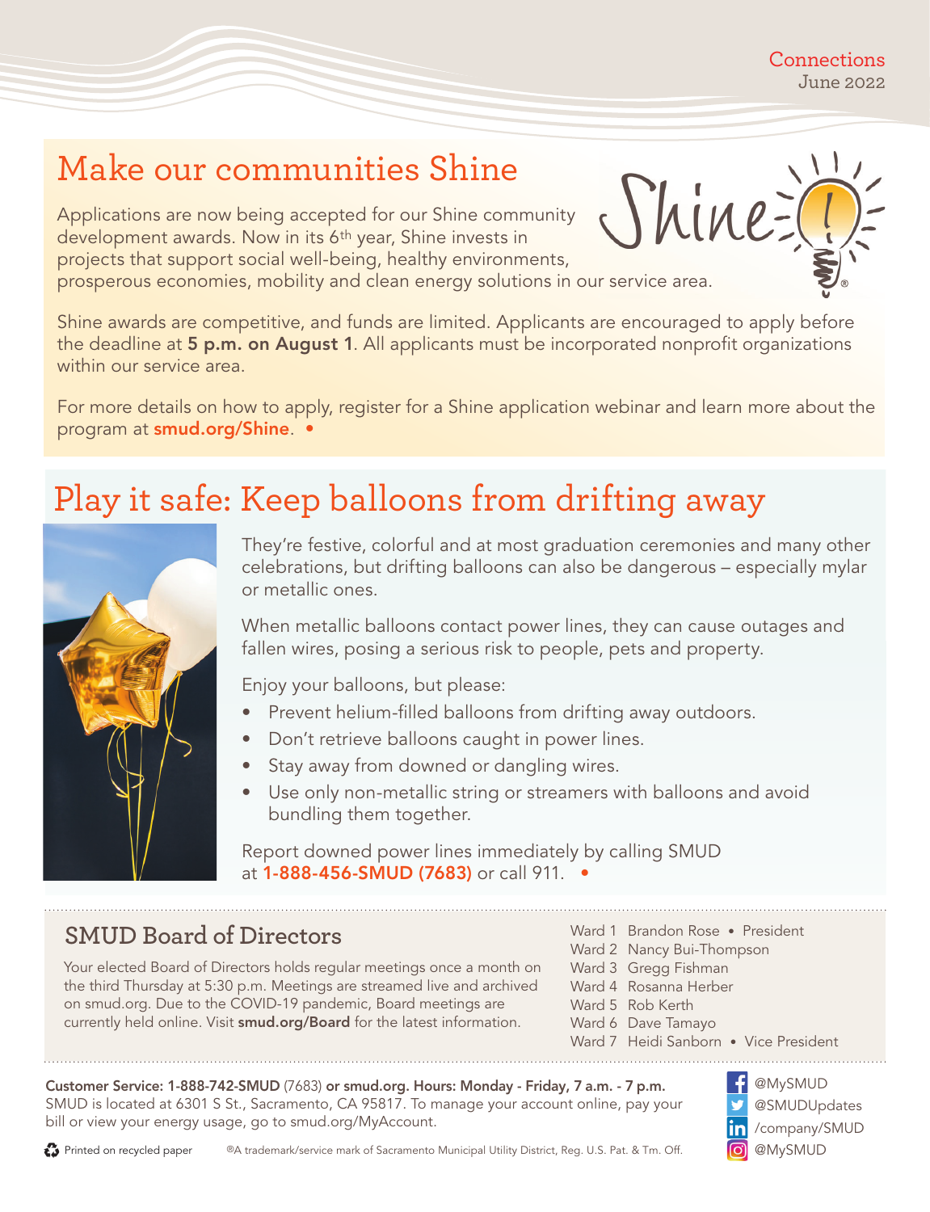Connections
June 2022

## Make our communities Shine

Applications are now being accepted for our Shine community development awards. Now in its 6th year, Shine invests in projects that support social well-being, healthy environments, prosperous economies, mobility and clean energy solutions in our service area.

Shine awards are competitive, and funds are limited. Applicants are encouraged to apply before the deadline at **5 p.m. on August 1**. All applicants must be incorporated nonprofit organizations within our service area.

For more details on how to apply, register for a Shine application webinar and learn more about the program at **smud.org/Shine**. •

## Play it safe: Keep balloons from drifting away

They're festive, colorful and at most graduation ceremonies and many other celebrations, but drifting balloons can also be dangerous – especially mylar or metallic ones.

When metallic balloons contact power lines, they can cause outages and fallen wires, posing a serious risk to people, pets and property.

Enjoy your balloons, but please:

- Prevent helium-filled balloons from drifting away outdoors.
- Don't retrieve balloons caught in power lines.
- Stay away from downed or dangling wires.
- Use only non-metallic string or streamers with balloons and avoid bundling them together.

Report downed power lines immediately by calling SMUD at **1-888-456-SMUD (7683)** or call 911. •

## SMUD Board of Directors

Your elected Board of Directors holds regular meetings once a month on the third Thursday at 5:30 p.m. Meetings are streamed live and archived on smud.org. Due to the COVID-19 pandemic, Board meetings are currently held online. Visit **smud.org/Board** for the latest information.

Ward 1 Brandon Rose • President
Ward 2 Nancy Bui-Thompson
Ward 3 Gregg Fishman
Ward 4 Rosanna Herber
Ward 5 Rob Kerth
Ward 6 Dave Tamayo
Ward 7 Heidi Sanborn • Vice President

**Customer Service: 1-888-742-SMUD** (7683) **or smud.org. Hours: Monday - Friday, 7 a.m. - 7 p.m.**
SMUD is located at 6301 S St., Sacramento, CA 95817. To manage your account online, pay your bill or view your energy usage, go to smud.org/MyAccount.

@MySMUD
@SMUDUpdates
/company/SMUD
@MySMUD

Printed on recycled paper

®A trademark/service mark of Sacramento Municipal Utility District, Reg. U.S. Pat. & Tm. Off.